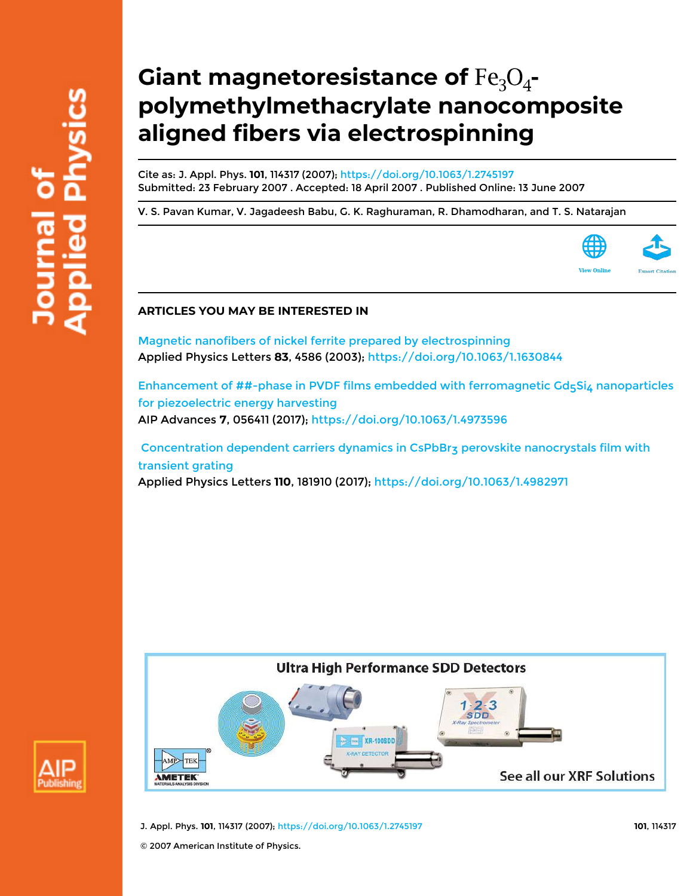# Giant magnetoresistance of $Fe_3O_4$-polymethylmethacrylate nanocomposite aligned fibers via electrospinning

Cite as: J. Appl. Phys. **101**, 114317 (2007); https://doi.org/10.1063/1.2745197
Submitted: 23 February 2007 . Accepted: 18 April 2007 . Published Online: 13 June 2007

V. S. Pavan Kumar, V. Jagadeesh Babu, G. K. Raghuraman, R. Dhamodharan, and T. S. Natarajan

View Online | Export Citation

## ARTICLES YOU MAY BE INTERESTED IN

Magnetic nanofibers of nickel ferrite prepared by electrospinning
Applied Physics Letters **83**, 4586 (2003); https://doi.org/10.1063/1.1630844

Enhancement of ##-phase in PVDF films embedded with ferromagnetic $Gd_5Si_4$ nanoparticles for piezoelectric energy harvesting
AIP Advances **7**, 056411 (2017); https://doi.org/10.1063/1.4973596

Concentration dependent carriers dynamics in $CsPbBr_3$ perovskite nanocrystals film with transient grating
Applied Physics Letters **110**, 181910 (2017); https://doi.org/10.1063/1.4982971

© 2007 American Institute of Physics.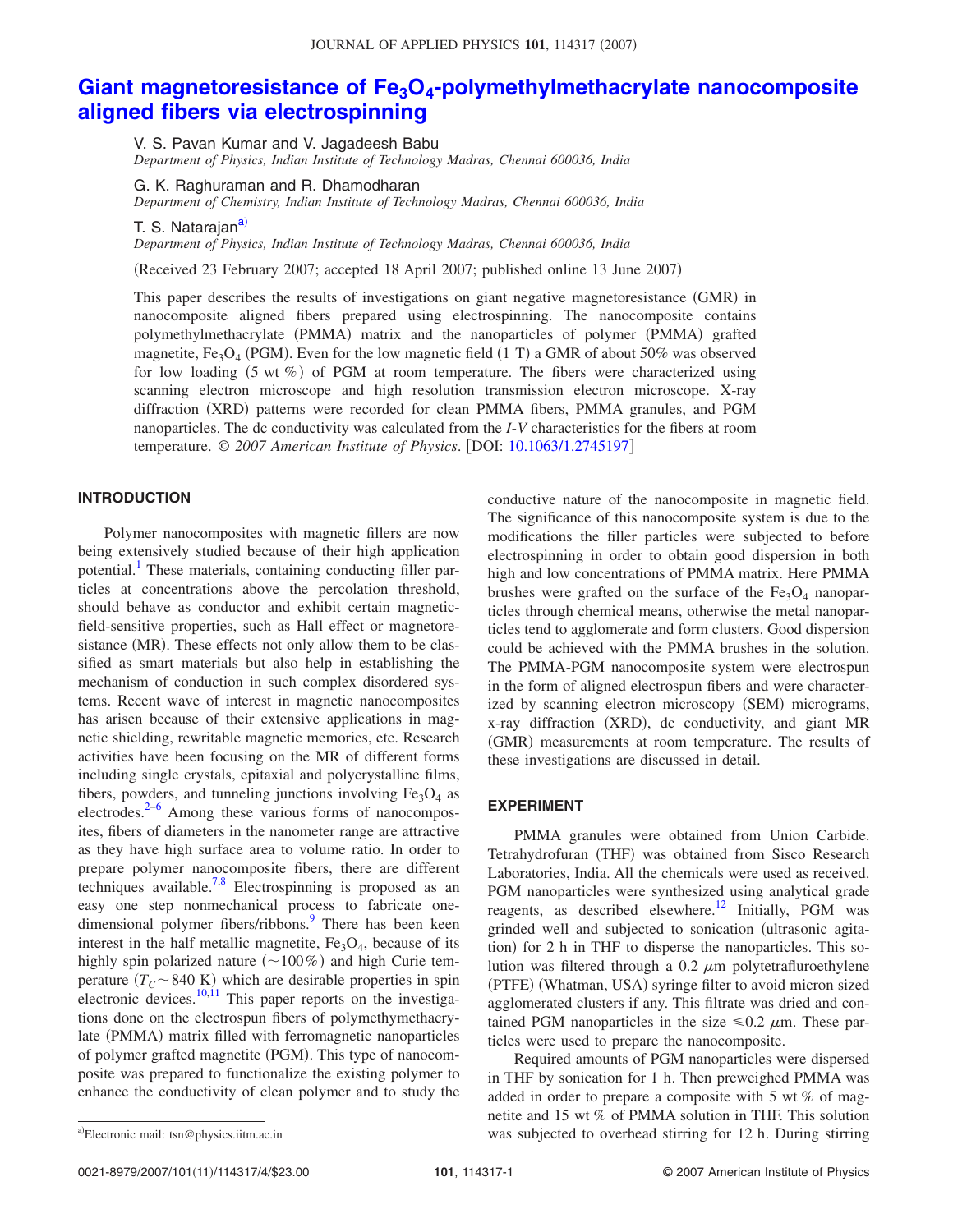# Giant magnetoresistance of $Fe_3O_4$-polymethylmethacrylate nanocomposite aligned fibers via electrospinning

V. S. Pavan Kumar and V. Jagadeesh Babu
*Department of Physics, Indian Institute of Technology Madras, Chennai 600036, India*

G. K. Raghuraman and R. Dhamodharan
*Department of Chemistry, Indian Institute of Technology Madras, Chennai 600036, India*

T. S. Natarajan[a]
*Department of Physics, Indian Institute of Technology Madras, Chennai 600036, India*

(Received 23 February 2007; accepted 18 April 2007; published online 13 June 2007)

This paper describes the results of investigations on giant negative magnetoresistance (GMR) in nanocomposite aligned fibers prepared using electrospinning. The nanocomposite contains polymethylmethacrylate (PMMA) matrix and the nanoparticles of polymer (PMMA) grafted magnetite, $Fe_3O_4$ (PGM). Even for the low magnetic field (1 T) a GMR of about 50% was observed for low loading (5 wt %) of PGM at room temperature. The fibers were characterized using scanning electron microscope and high resolution transmission electron microscope. X-ray diffraction (XRD) patterns were recorded for clean PMMA fibers, PMMA granules, and PGM nanoparticles. The dc conductivity was calculated from the *I-V* characteristics for the fibers at room temperature. © *2007 American Institute of Physics*. [DOI: 10.1063/1.2745197]

## INTRODUCTION

Polymer nanocomposites with magnetic fillers are now being extensively studied because of their high application potential.[1] These materials, containing conducting filler particles at concentrations above the percolation threshold, should behave as conductor and exhibit certain magnetic-field-sensitive properties, such as Hall effect or magnetoresistance (MR). These effects not only allow them to be classified as smart materials but also help in establishing the mechanism of conduction in such complex disordered systems. Recent wave of interest in magnetic nanocomposites has arisen because of their extensive applications in magnetic shielding, rewritable magnetic memories, etc. Research activities have been focusing on the MR of different forms including single crystals, epitaxial and polycrystalline films, fibers, powders, and tunneling junctions involving $Fe_3O_4$ as electrodes.[2–6] Among these various forms of nanocomposites, fibers of diameters in the nanometer range are attractive as they have high surface area to volume ratio. In order to prepare polymer nanocomposite fibers, there are different techniques available.[7,8] Electrospinning is proposed as an easy one step nonmechanical process to fabricate one-dimensional polymer fibers/ribbons.[9] There has been keen interest in the half metallic magnetite, $Fe_3O_4$, because of its highly spin polarized nature (~100%) and high Curie temperature ($T_C$~840 K) which are desirable properties in spin electronic devices.[10,11] This paper reports on the investigations done on the electrospun fibers of polymethymethacrylate (PMMA) matrix filled with ferromagnetic nanoparticles of polymer grafted magnetite (PGM). This type of nanocomposite was prepared to functionalize the existing polymer to enhance the conductivity of clean polymer and to study the conductive nature of the nanocomposite in magnetic field. The significance of this nanocomposite system is due to the modifications the filler particles were subjected to before electrospinning in order to obtain good dispersion in both high and low concentrations of PMMA matrix. Here PMMA brushes were grafted on the surface of the $Fe_3O_4$ nanoparticles through chemical means, otherwise the metal nanoparticles tend to agglomerate and form clusters. Good dispersion could be achieved with the PMMA brushes in the solution. The PMMA-PGM nanocomposite system were electrospun in the form of aligned electrospun fibers and were characterized by scanning electron microscopy (SEM) micrograms, x-ray diffraction (XRD), dc conductivity, and giant MR (GMR) measurements at room temperature. The results of these investigations are discussed in detail.

## EXPERIMENT

PMMA granules were obtained from Union Carbide. Tetrahydrofuran (THF) was obtained from Sisco Research Laboratories, India. All the chemicals were used as received. PGM nanoparticles were synthesized using analytical grade reagents, as described elsewhere.[12] Initially, PGM was grinded well and subjected to sonication (ultrasonic agitation) for 2 h in THF to disperse the nanoparticles. This solution was filtered through a 0.2 $\mu$m polytetrafluroethylene (PTFE) (Whatman, USA) syringe filter to avoid micron sized agglomerated clusters if any. This filtrate was dried and contained PGM nanoparticles in the size $\leqslant 0.2$ $\mu$m. These particles were used to prepare the nanocomposite.

Required amounts of PGM nanoparticles were dispersed in THF by sonication for 1 h. Then preweighed PMMA was added in order to prepare a composite with 5 wt % of magnetite and 15 wt % of PMMA solution in THF. This solution was subjected to overhead stirring for 12 h. During stirring

[a]Electronic mail: tsn@physics.iitm.ac.in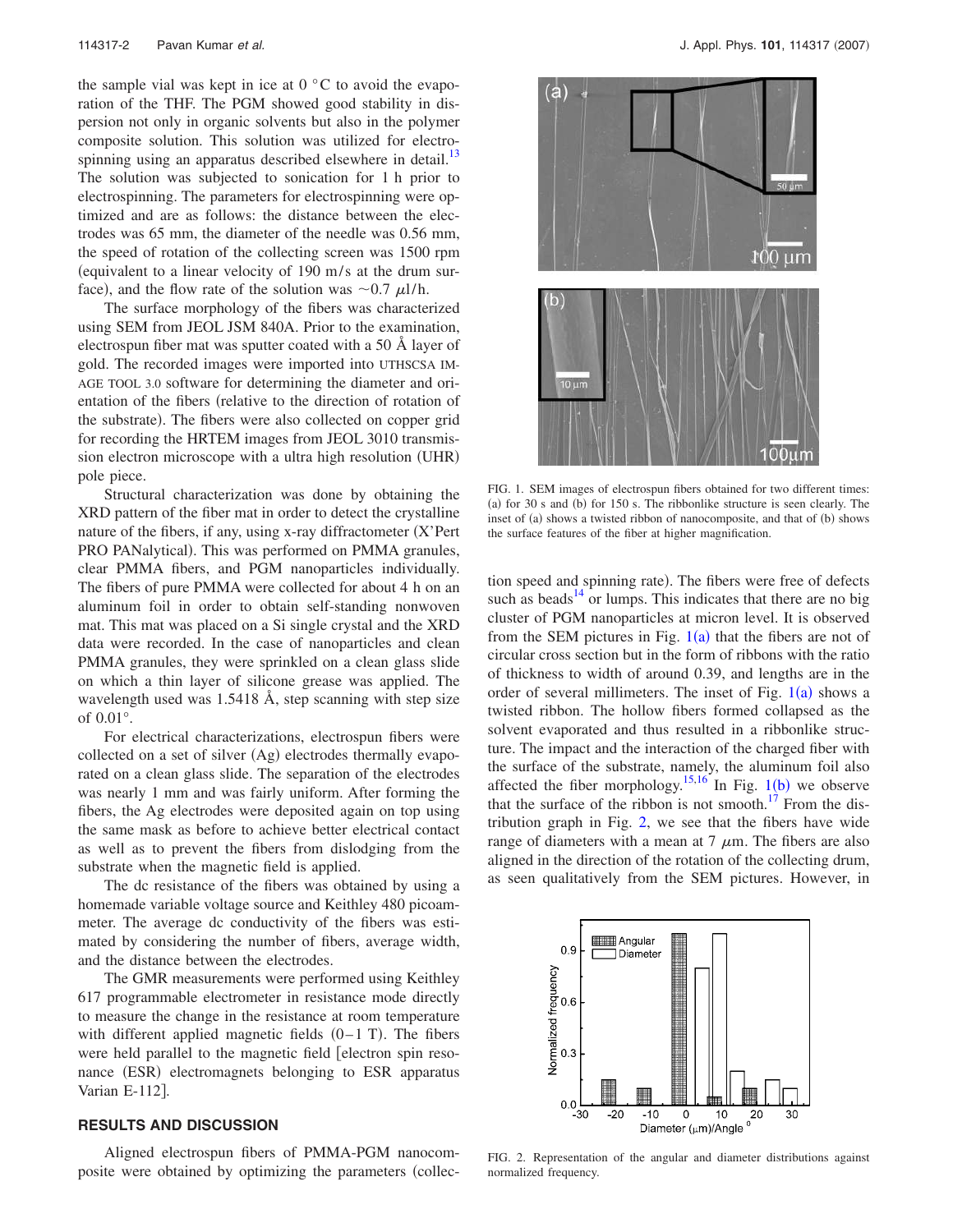the sample vial was kept in ice at 0 °C to avoid the evaporation of the THF. The PGM showed good stability in dispersion not only in organic solvents but also in the polymer composite solution. This solution was utilized for electrospinning using an apparatus described elsewhere in detail.[13] The solution was subjected to sonication for 1 h prior to electrospinning. The parameters for electrospinning were optimized and are as follows: the distance between the electrodes was 65 mm, the diameter of the needle was 0.56 mm, the speed of rotation of the collecting screen was 1500 rpm (equivalent to a linear velocity of 190 m/s at the drum surface), and the flow rate of the solution was ~0.7 $\mu$l/h.

The surface morphology of the fibers was characterized using SEM from JEOL JSM 840A. Prior to the examination, electrospun fiber mat was sputter coated with a 50 Å layer of gold. The recorded images were imported into UTHSCSA IMAGE TOOL 3.0 software for determining the diameter and orientation of the fibers (relative to the direction of rotation of the substrate). The fibers were also collected on copper grid for recording the HRTEM images from JEOL 3010 transmission electron microscope with a ultra high resolution (UHR) pole piece.

Structural characterization was done by obtaining the XRD pattern of the fiber mat in order to detect the crystalline nature of the fibers, if any, using x-ray diffractometer (X'Pert PRO PANalytical). This was performed on PMMA granules, clear PMMA fibers, and PGM nanoparticles individually. The fibers of pure PMMA were collected for about 4 h on an aluminum foil in order to obtain self-standing nonwoven mat. This mat was placed on a Si single crystal and the XRD data were recorded. In the case of nanoparticles and clean PMMA granules, they were sprinkled on a clean glass slide on which a thin layer of silicone grease was applied. The wavelength used was 1.5418 Å, step scanning with step size of 0.01°.

For electrical characterizations, electrospun fibers were collected on a set of silver (Ag) electrodes thermally evaporated on a clean glass slide. The separation of the electrodes was nearly 1 mm and was fairly uniform. After forming the fibers, the Ag electrodes were deposited again on top using the same mask as before to achieve better electrical contact as well as to prevent the fibers from dislodging from the substrate when the magnetic field is applied.

The dc resistance of the fibers was obtained by using a homemade variable voltage source and Keithley 480 picoammeter. The average dc conductivity of the fibers was estimated by considering the number of fibers, average width, and the distance between the electrodes.

The GMR measurements were performed using Keithley 617 programmable electrometer in resistance mode directly to measure the change in the resistance at room temperature with different applied magnetic fields (0–1 T). The fibers were held parallel to the magnetic field [electron spin resonance (ESR) electromagnets belonging to ESR apparatus Varian E-112].

## RESULTS AND DISCUSSION

Aligned electrospun fibers of PMMA-PGM nanocomposite were obtained by optimizing the parameters (collection speed and spinning rate). The fibers were free of defects such as beads[14] or lumps. This indicates that there are no big cluster of PGM nanoparticles at micron level. It is observed from the SEM pictures in Fig. 1(a) that the fibers are not of circular cross section but in the form of ribbons with the ratio of thickness to width of around 0.39, and lengths are in the order of several millimeters. The inset of Fig. 1(a) shows a twisted ribbon. The hollow fibers formed collapsed as the solvent evaporated and thus resulted in a ribbonlike structure. The impact and the interaction of the charged fiber with the surface of the substrate, namely, the aluminum foil also affected the fiber morphology.[15,16] In Fig. 1(b) we observe that the surface of the ribbon is not smooth.[17] From the distribution graph in Fig. 2, we see that the fibers have wide range of diameters with a mean at 7 $\mu$m. The fibers are also aligned in the direction of the rotation of the collecting drum, as seen qualitatively from the SEM pictures. However, in

FIG. 1. SEM images of electrospun fibers obtained for two different times: (a) for 30 s and (b) for 150 s. The ribbonlike structure is seen clearly. The inset of (a) shows a twisted ribbon of nanocomposite, and that of (b) shows the surface features of the fiber at higher magnification.

FIG. 2. Representation of the angular and diameter distributions against normalized frequency.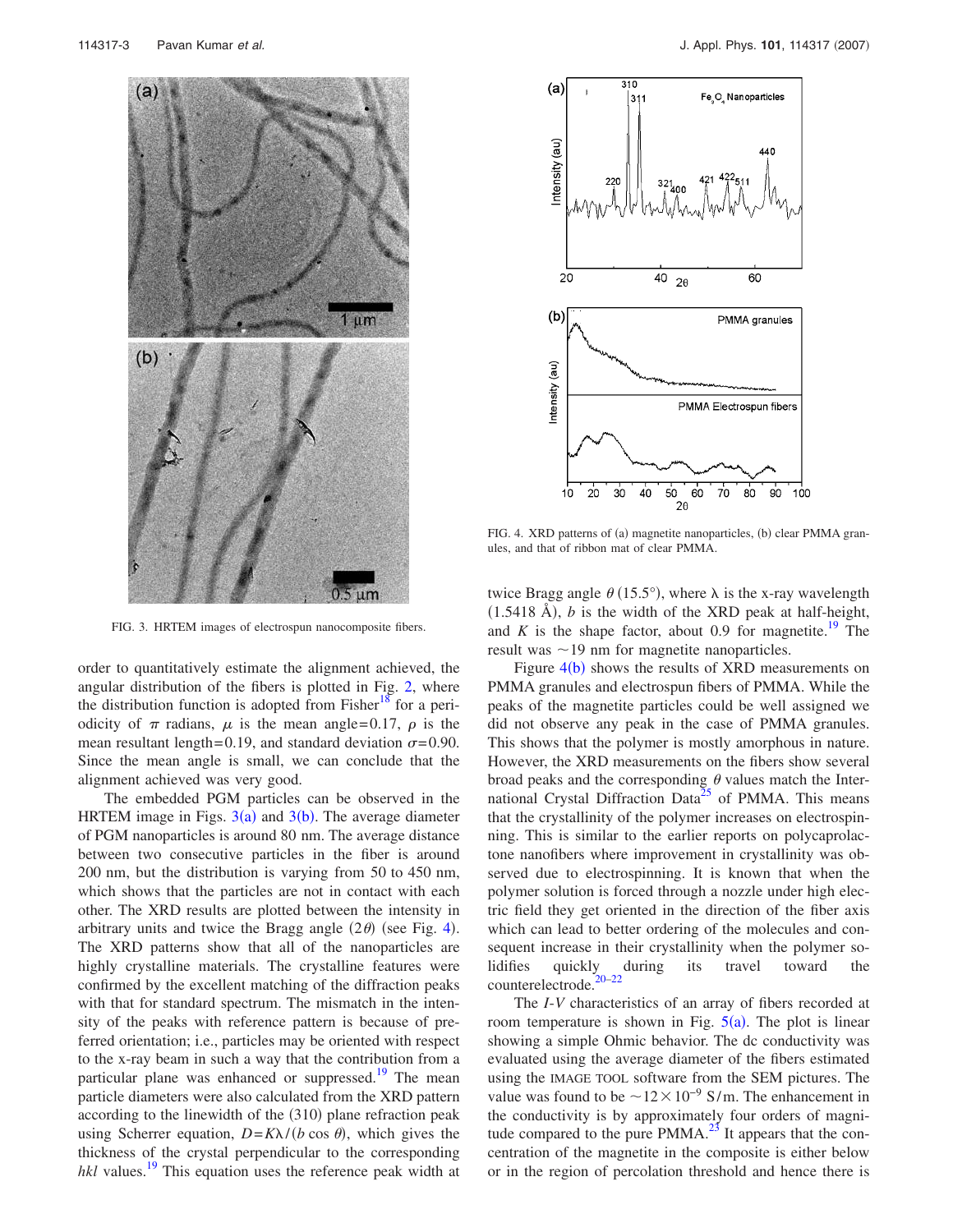FIG. 3. HRTEM images of electrospun nanocomposite fibers.

order to quantitatively estimate the alignment achieved, the angular distribution of the fibers is plotted in Fig. 2, where the distribution function is adopted from Fisher[18] for a periodicity of $\pi$ radians, $\mu$ is the mean angle=0.17, $\rho$ is the mean resultant length=0.19, and standard deviation $\sigma$=0.90. Since the mean angle is small, we can conclude that the alignment achieved was very good.

The embedded PGM particles can be observed in the HRTEM image in Figs. 3(a) and 3(b). The average diameter of PGM nanoparticles is around 80 nm. The average distance between two consecutive particles in the fiber is around 200 nm, but the distribution is varying from 50 to 450 nm, which shows that the particles are not in contact with each other. The XRD results are plotted between the intensity in arbitrary units and twice the Bragg angle $(2\theta)$ (see Fig. 4). The XRD patterns show that all of the nanoparticles are highly crystalline materials. The crystalline features were confirmed by the excellent matching of the diffraction peaks with that for standard spectrum. The mismatch in the intensity of the peaks with reference pattern is because of preferred orientation; i.e., particles may be oriented with respect to the x-ray beam in such a way that the contribution from a particular plane was enhanced or suppressed.[19] The mean particle diameters were also calculated from the XRD pattern according to the linewidth of the (310) plane refraction peak using Scherrer equation, $D=K\lambda/(b\cos\theta)$, which gives the thickness of the crystal perpendicular to the corresponding *hkl* values.[19] This equation uses the reference peak width at twice Bragg angle $\theta$ (15.5°), where $\lambda$ is the x-ray wavelength (1.5418 Å), $b$ is the width of the XRD peak at half-height, and $K$ is the shape factor, about 0.9 for magnetite.[19] The result was ~19 nm for magnetite nanoparticles.

FIG. 4. XRD patterns of (a) magnetite nanoparticles, (b) clear PMMA granules, and that of ribbon mat of clear PMMA.

Figure 4(b) shows the results of XRD measurements on PMMA granules and electrospun fibers of PMMA. While the peaks of the magnetite particles could be well assigned we did not observe any peak in the case of PMMA granules. This shows that the polymer is mostly amorphous in nature. However, the XRD measurements on the fibers show several broad peaks and the corresponding $\theta$ values match the International Crystal Diffraction Data[25] of PMMA. This means that the crystallinity of the polymer increases on electrospinning. This is similar to the earlier reports on polycaprolactone nanofibers where improvement in crystallinity was observed due to electrospinning. It is known that when the polymer solution is forced through a nozzle under high electric field they get oriented in the direction of the fiber axis which can lead to better ordering of the molecules and consequent increase in their crystallinity when the polymer solidifies quickly during its travel toward the counterelectrode.[20–22]

The *I-V* characteristics of an array of fibers recorded at room temperature is shown in Fig. 5(a). The plot is linear showing a simple Ohmic behavior. The dc conductivity was evaluated using the average diameter of the fibers estimated using the IMAGE TOOL software from the SEM pictures. The value was found to be $\sim 12\times10^{-9}$ S/m. The enhancement in the conductivity is by approximately four orders of magnitude compared to the pure PMMA.[23] It appears that the concentration of the magnetite in the composite is either below or in the region of percolation threshold and hence there is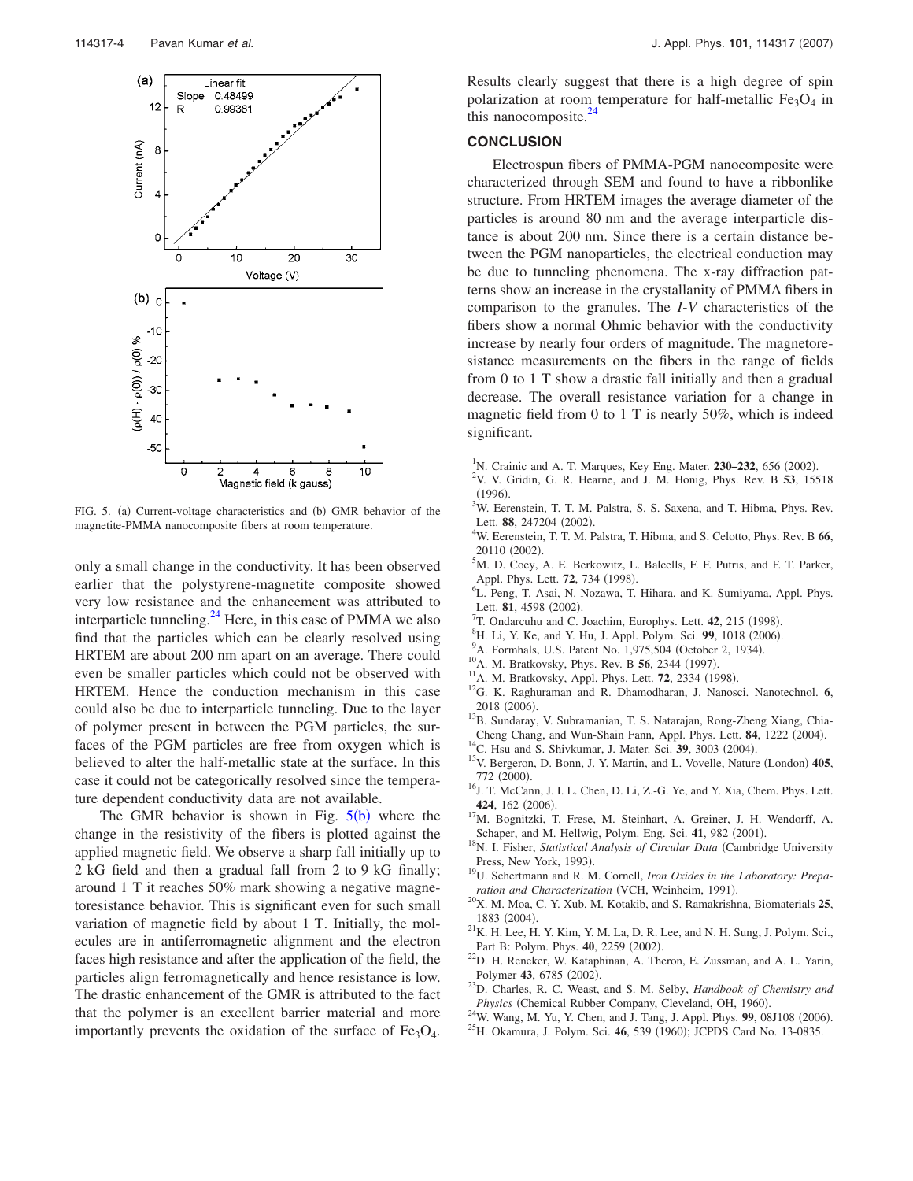(a)

Linear fit
Slope 0.48499
R 0.99381

Current (nA)

Voltage (V)

(b)

$(\rho(H) - \rho(0)) / \rho(0)$ %

Magnetic field (k gauss)

FIG. 5. (a) Current-voltage characteristics and (b) GMR behavior of the magnetite-PMMA nanocomposite fibers at room temperature.

only a small change in the conductivity. It has been observed earlier that the polystyrene-magnetite composite showed very low resistance and the enhancement was attributed to interparticle tunneling.[24] Here, in this case of PMMA we also find that the particles which can be clearly resolved using HRTEM are about 200 nm apart on an average. There could even be smaller particles which could not be observed with HRTEM. Hence the conduction mechanism in this case could also be due to interparticle tunneling. Due to the layer of polymer present in between the PGM particles, the surfaces of the PGM particles are free from oxygen which is believed to alter the half-metallic state at the surface. In this case it could not be categorically resolved since the temperature dependent conductivity data are not available.

The GMR behavior is shown in Fig. 5(b) where the change in the resistivity of the fibers is plotted against the applied magnetic field. We observe a sharp fall initially up to 2 kG field and then a gradual fall from 2 to 9 kG finally; around 1 T it reaches 50% mark showing a negative magnetoresistance behavior. This is significant even for such small variation of magnetic field by about 1 T. Initially, the molecules are in antiferromagnetic alignment and the electron faces high resistance and after the application of the field, the particles align ferromagnetically and hence resistance is low. The drastic enhancement of the GMR is attributed to the fact that the polymer is an excellent barrier material and more importantly prevents the oxidation of the surface of $Fe_3O_4$. Results clearly suggest that there is a high degree of spin polarization at room temperature for half-metallic $Fe_3O_4$ in this nanocomposite.[24]

## CONCLUSION

Electrospun fibers of PMMA-PGM nanocomposite were characterized through SEM and found to have a ribbonlike structure. From HRTEM images the average diameter of the particles is around 80 nm and the average interparticle distance is about 200 nm. Since there is a certain distance between the PGM nanoparticles, the electrical conduction may be due to tunneling phenomena. The x-ray diffraction patterns show an increase in the crystallanity of PMMA fibers in comparison to the granules. The *I-V* characteristics of the fibers show a normal Ohmic behavior with the conductivity increase by nearly four orders of magnitude. The magnetoresistance measurements on the fibers in the range of fields from 0 to 1 T show a drastic fall initially and then a gradual decrease. The overall resistance variation for a change in magnetic field from 0 to 1 T is nearly 50%, which is indeed significant.

[1] N. Crainic and A. T. Marques, Key Eng. Mater. **230–232**, 656 (2002).
[2] V. V. Gridin, G. R. Hearne, and J. M. Honig, Phys. Rev. B **53**, 15518 (1996).
[3] W. Eerenstein, T. T. M. Palstra, S. S. Saxena, and T. Hibma, Phys. Rev. Lett. **88**, 247204 (2002).
[4] W. Eerenstein, T. T. M. Palstra, T. Hibma, and S. Celotto, Phys. Rev. B **66**, 20110 (2002).
[5] M. D. Coey, A. E. Berkowitz, L. Balcells, F. F. Putris, and F. T. Parker, Appl. Phys. Lett. **72**, 734 (1998).
[6] L. Peng, T. Asai, N. Nozawa, T. Hihara, and K. Sumiyama, Appl. Phys. Lett. **81**, 4598 (2002).
[7] T. Ondarcuhu and C. Joachim, Europhys. Lett. **42**, 215 (1998).
[8] H. Li, Y. Ke, and Y. Hu, J. Appl. Polym. Sci. **99**, 1018 (2006).
[9] A. Formhals, U.S. Patent No. 1,975,504 (October 2, 1934).
[10] A. M. Bratkovsky, Phys. Rev. B **56**, 2344 (1997).
[11] A. M. Bratkovsky, Appl. Phys. Lett. **72**, 2334 (1998).
[12] G. K. Raghuraman and R. Dhamodharan, J. Nanosci. Nanotechnol. **6**, 2018 (2006).
[13] B. Sundaray, V. Subramanian, T. S. Natarajan, Rong-Zheng Xiang, Chia-Cheng Chang, and Wun-Shain Fann, Appl. Phys. Lett. **84**, 1222 (2004).
[14] C. Hsu and S. Shivkumar, J. Mater. Sci. **39**, 3003 (2004).
[15] V. Bergeron, D. Bonn, J. Y. Martin, and L. Vovelle, Nature (London) **405**, 772 (2000).
[16] J. T. McCann, J. I. L. Chen, D. Li, Z.-G. Ye, and Y. Xia, Chem. Phys. Lett. **424**, 162 (2006).
[17] M. Bognitzki, T. Frese, M. Steinhart, A. Greiner, J. H. Wendorff, A. Schaper, and M. Hellwig, Polym. Eng. Sci. **41**, 982 (2001).
[18] N. I. Fisher, *Statistical Analysis of Circular Data* (Cambridge University Press, New York, 1993).
[19] U. Schertmann and R. M. Cornell, *Iron Oxides in the Laboratory: Preparation and Characterization* (VCH, Weinheim, 1991).
[20] X. M. Moa, C. Y. Xub, M. Kotakib, and S. Ramakrishna, Biomaterials **25**, 1883 (2004).
[21] K. H. Lee, H. Y. Kim, Y. M. La, D. R. Lee, and N. H. Sung, J. Polym. Sci., Part B: Polym. Phys. **40**, 2259 (2002).
[22] D. H. Reneker, W. Kataphinan, A. Theron, E. Zussman, and A. L. Yarin, Polymer **43**, 6785 (2002).
[23] D. Charles, R. C. Weast, and S. M. Selby, *Handbook of Chemistry and Physics* (Chemical Rubber Company, Cleveland, OH, 1960).
[24] W. Wang, M. Yu, Y. Chen, and J. Tang, J. Appl. Phys. **99**, 08J108 (2006).
[25] H. Okamura, J. Polym. Sci. **46**, 539 (1960); JCPDS Card No. 13-0835.